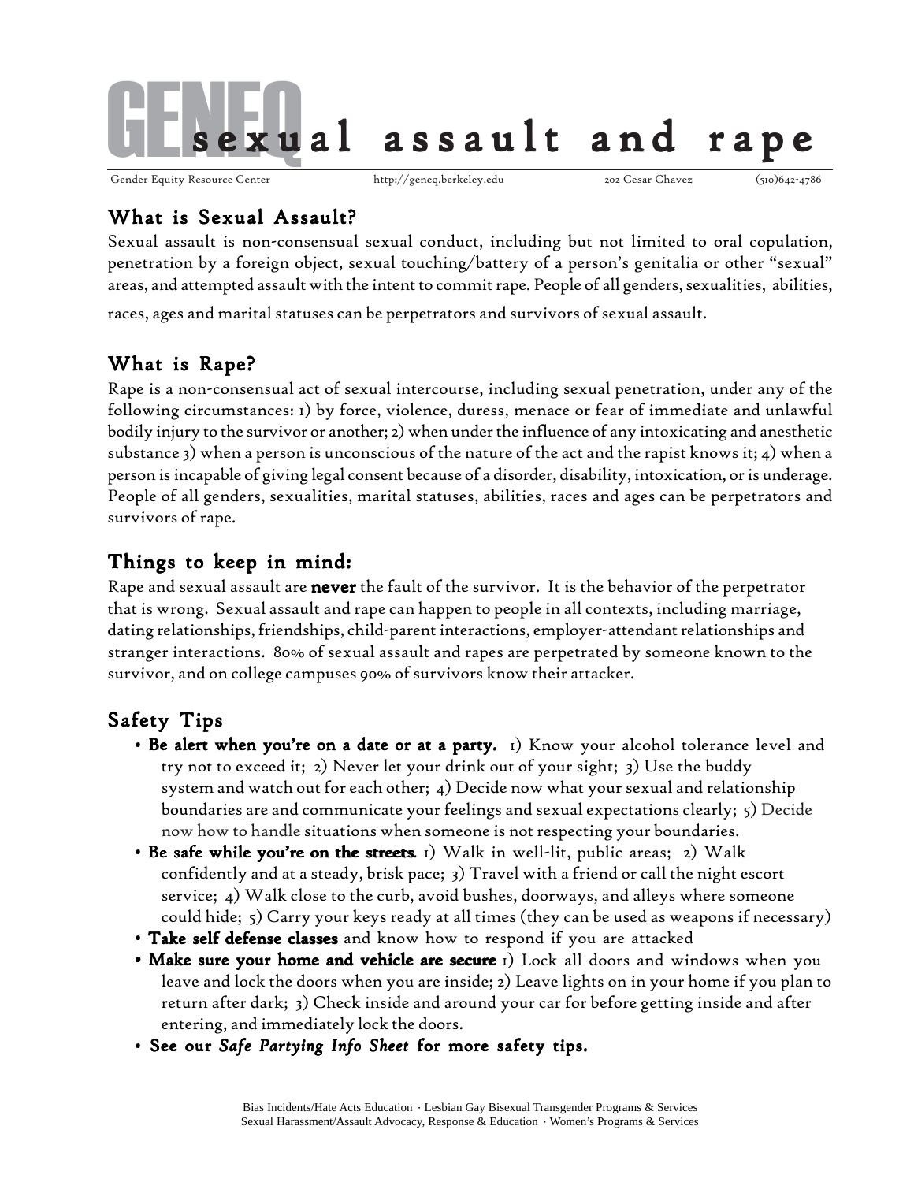# GENEQ sexual assault and rape

Gender Equity Resource Center | http://geneq.berkeley.edu | 202 Cesar Chavez | (510)642-4786

## What is Sexual Assault?

Sexual assault is non-consensual sexual conduct, including but not limited to oral copulation, penetration by a foreign object, sexual touching/battery of a person's genitalia or other "sexual" areas, and attempted assault with the intent to commit rape. People of all genders, sexualities, abilities, races, ages and marital statuses can be perpetrators and survivors of sexual assault.

## What is Rape?

Rape is a non-consensual act of sexual intercourse, including sexual penetration, under any of the following circumstances: 1) by force, violence, duress, menace or fear of immediate and unlawful bodily injury to the survivor or another; 2) when under the influence of any intoxicating and anesthetic substance 3) when a person is unconscious of the nature of the act and the rapist knows it; 4) when a person is incapable of giving legal consent because of a disorder, disability, intoxication, or is underage. People of all genders, sexualities, marital statuses, abilities, races and ages can be perpetrators and survivors of rape.

## Things to keep in mind:

Rape and sexual assault are **never** the fault of the survivor. It is the behavior of the perpetrator that is wrong. Sexual assault and rape can happen to people in all contexts, including marriage, dating relationships, friendships, child-parent interactions, employer-attendant relationships and stranger interactions. 80% of sexual assault and rapes are perpetrated by someone known to the survivor, and on college campuses 90% of survivors know their attacker.

## Safety Tips

- **Be alert when you're on a date or at a party.** 1) Know your alcohol tolerance level and try not to exceed it; 2) Never let your drink out of your sight; 3) Use the buddy system and watch out for each other; 4) Decide now what your sexual and relationship boundaries are and communicate your feelings and sexual expectations clearly; 5) Decide now how to handle situations when someone is not respecting your boundaries.
- **Be safe while you're on the streets**. 1) Walk in well-lit, public areas; 2) Walk confidently and at a steady, brisk pace; 3) Travel with a friend or call the night escort service; 4) Walk close to the curb, avoid bushes, doorways, and alleys where someone could hide; 5) Carry your keys ready at all times (they can be used as weapons if necessary)
- **Take self defense classes** and know how to respond if you are attacked
- **Make sure your home and vehicle are secure** 1) Lock all doors and windows when you leave and lock the doors when you are inside; 2) Leave lights on in your home if you plan to return after dark; 3) Check inside and around your car for before getting inside and after entering, and immediately lock the doors.
- **See our *Safe Partying Info Sheet* for more safety tips.**

Bias Incidents/Hate Acts Education · Lesbian Gay Bisexual Transgender Programs & Services
Sexual Harassment/Assault Advocacy, Response & Education · Women's Programs & Services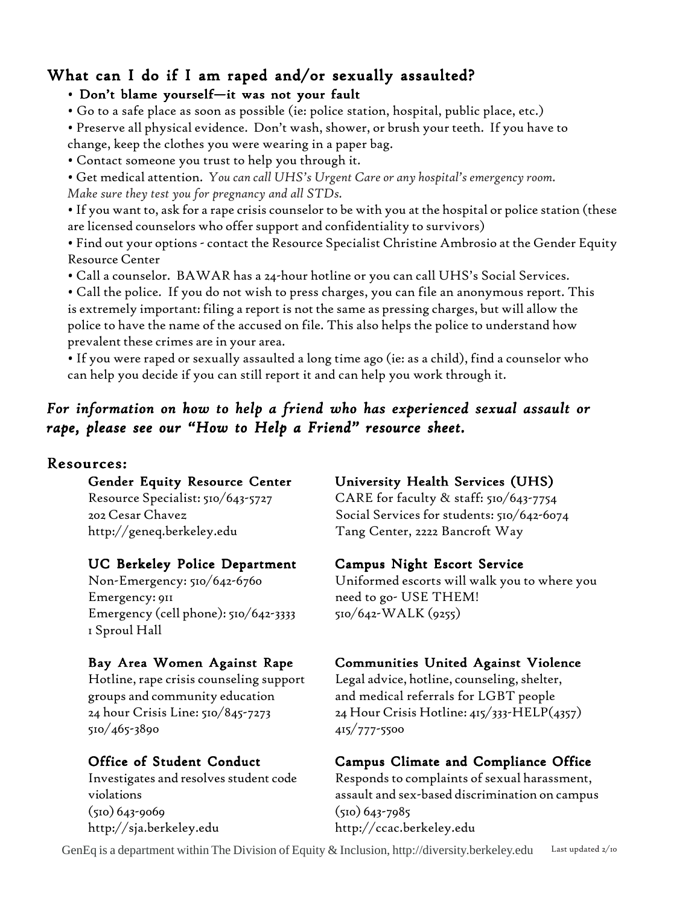## What can I do if I am raped and/or sexually assaulted?

- **Don't blame yourself—it was not your fault**
- Go to a safe place as soon as possible (ie: police station, hospital, public place, etc.)
- Preserve all physical evidence. Don't wash, shower, or brush your teeth. If you have to change, keep the clothes you were wearing in a paper bag.
- Contact someone you trust to help you through it.
- Get medical attention. *You can call UHS's Urgent Care or any hospital's emergency room. Make sure they test you for pregnancy and all STDs.*
- If you want to, ask for a rape crisis counselor to be with you at the hospital or police station (these are licensed counselors who offer support and confidentiality to survivors)
- Find out your options - contact the Resource Specialist Christine Ambrosio at the Gender Equity Resource Center
- Call a counselor. BAWAR has a 24-hour hotline or you can call UHS's Social Services.
- Call the police. If you do not wish to press charges, you can file an anonymous report. This is extremely important: filing a report is not the same as pressing charges, but will allow the police to have the name of the accused on file. This also helps the police to understand how prevalent these crimes are in your area.
- If you were raped or sexually assaulted a long time ago (ie: as a child), find a counselor who can help you decide if you can still report it and can help you work through it.

***For information on how to help a friend who has experienced sexual assault or rape, please see our "How to Help a Friend" resource sheet.***

## Resources:

**Gender Equity Resource Center**
Resource Specialist: 510/643-5727
202 Cesar Chavez
http://geneq.berkeley.edu

**University Health Services (UHS)**
CARE for faculty & staff: 510/643-7754
Social Services for students: 510/642-6074
Tang Center, 2222 Bancroft Way

**UC Berkeley Police Department**
Non-Emergency: 510/642-6760
Emergency: 911
Emergency (cell phone): 510/642-3333
1 Sproul Hall

**Campus Night Escort Service**
Uniformed escorts will walk you to where you need to go- USE THEM!
510/642-WALK (9255)

**Bay Area Women Against Rape**
Hotline, rape crisis counseling support groups and community education
24 hour Crisis Line: 510/845-7273
510/465-3890

**Communities United Against Violence**
Legal advice, hotline, counseling, shelter, and medical referrals for LGBT people
24 Hour Crisis Hotline: 415/333-HELP(4357)
415/777-5500

**Office of Student Conduct**
Investigates and resolves student code violations
(510) 643-9069
http://sja.berkeley.edu

**Campus Climate and Compliance Office**
Responds to complaints of sexual harassment, assault and sex-based discrimination on campus
(510) 643-7985
http://ccac.berkeley.edu

GenEq is a department within The Division of Equity & Inclusion, http://diversity.berkeley.edu    Last updated 2/10